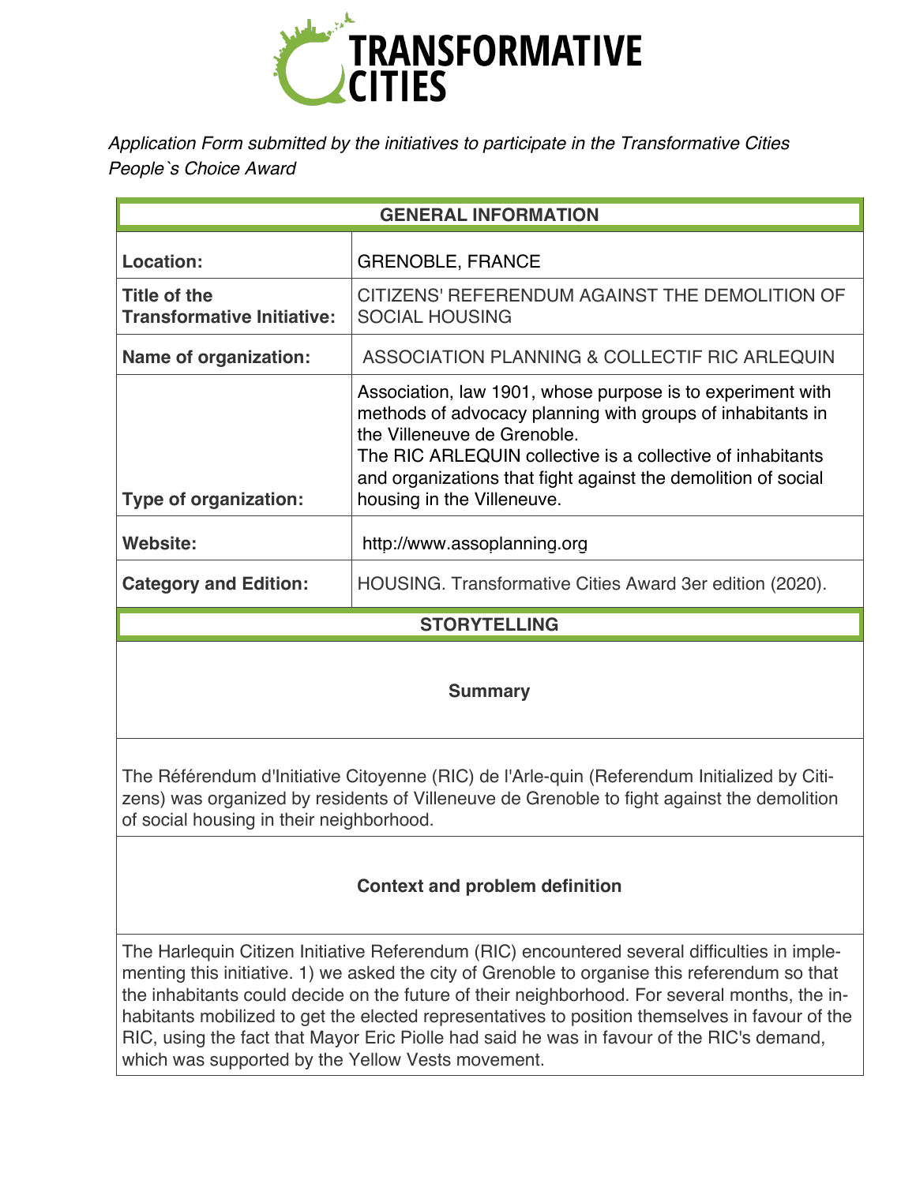# TRANSFORMATIVE CITIES

*Application Form submitted by the initiatives to participate in the Transformative Cities People`s Choice Award*

| GENERAL INFORMATION | |
|---|---|
| **Location:** | GRENOBLE, FRANCE |
| **Title of the Transformative Initiative:** | CITIZENS' REFERENDUM AGAINST THE DEMOLITION OF SOCIAL HOUSING |
| **Name of organization:** | ASSOCIATION PLANNING & COLLECTIF RIC ARLEQUIN |
| **Type of organization:** | Association, law 1901, whose purpose is to experiment with methods of advocacy planning with groups of inhabitants in the Villeneuve de Grenoble. The RIC ARLEQUIN collective is a collective of inhabitants and organizations that fight against the demolition of social housing in the Villeneuve. |
| **Website:** | http://www.assoplanning.org |
| **Category and Edition:** | HOUSING. Transformative Cities Award 3er edition (2020). |

## STORYTELLING

### Summary

The Référendum d'Initiative Citoyenne (RIC) de l'Arle-quin (Referendum Initialized by Citizens) was organized by residents of Villeneuve de Grenoble to fight against the demolition of social housing in their neighborhood.

### Context and problem definition

The Harlequin Citizen Initiative Referendum (RIC) encountered several difficulties in implementing this initiative. 1) we asked the city of Grenoble to organise this referendum so that the inhabitants could decide on the future of their neighborhood. For several months, the inhabitants mobilized to get the elected representatives to position themselves in favour of the RIC, using the fact that Mayor Eric Piolle had said he was in favour of the RIC's demand, which was supported by the Yellow Vests movement.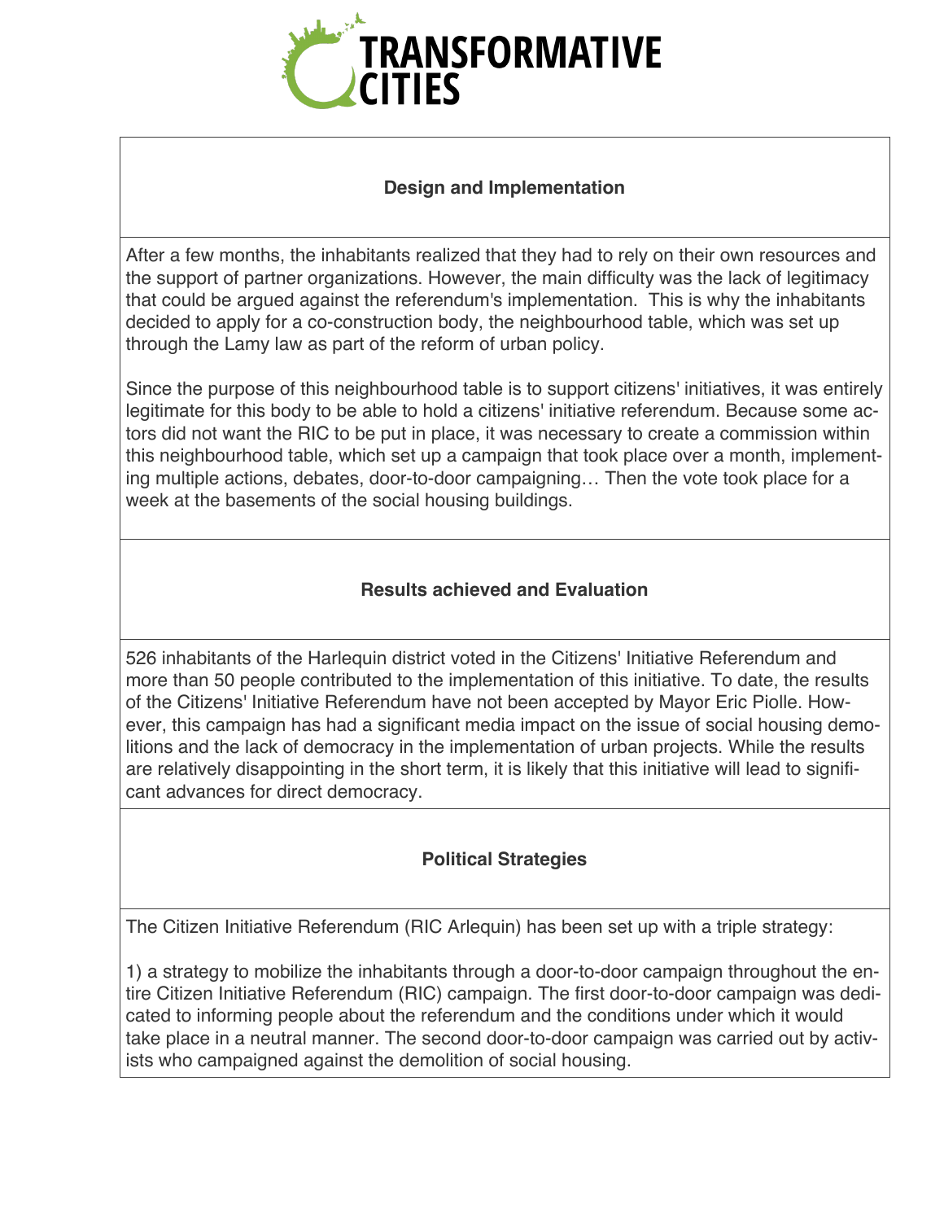## Design and Implementation

After a few months, the inhabitants realized that they had to rely on their own resources and the support of partner organizations. However, the main difficulty was the lack of legitimacy that could be argued against the referendum's implementation. This is why the inhabitants decided to apply for a co-construction body, the neighbourhood table, which was set up through the Lamy law as part of the reform of urban policy.

Since the purpose of this neighbourhood table is to support citizens' initiatives, it was entirely legitimate for this body to be able to hold a citizens' initiative referendum. Because some actors did not want the RIC to be put in place, it was necessary to create a commission within this neighbourhood table, which set up a campaign that took place over a month, implementing multiple actions, debates, door-to-door campaigning… Then the vote took place for a week at the basements of the social housing buildings.

## Results achieved and Evaluation

526 inhabitants of the Harlequin district voted in the Citizens' Initiative Referendum and more than 50 people contributed to the implementation of this initiative. To date, the results of the Citizens' Initiative Referendum have not been accepted by Mayor Eric Piolle. However, this campaign has had a significant media impact on the issue of social housing demolitions and the lack of democracy in the implementation of urban projects. While the results are relatively disappointing in the short term, it is likely that this initiative will lead to significant advances for direct democracy.

## Political Strategies

The Citizen Initiative Referendum (RIC Arlequin) has been set up with a triple strategy:

1) a strategy to mobilize the inhabitants through a door-to-door campaign throughout the entire Citizen Initiative Referendum (RIC) campaign. The first door-to-door campaign was dedicated to informing people about the referendum and the conditions under which it would take place in a neutral manner. The second door-to-door campaign was carried out by activists who campaigned against the demolition of social housing.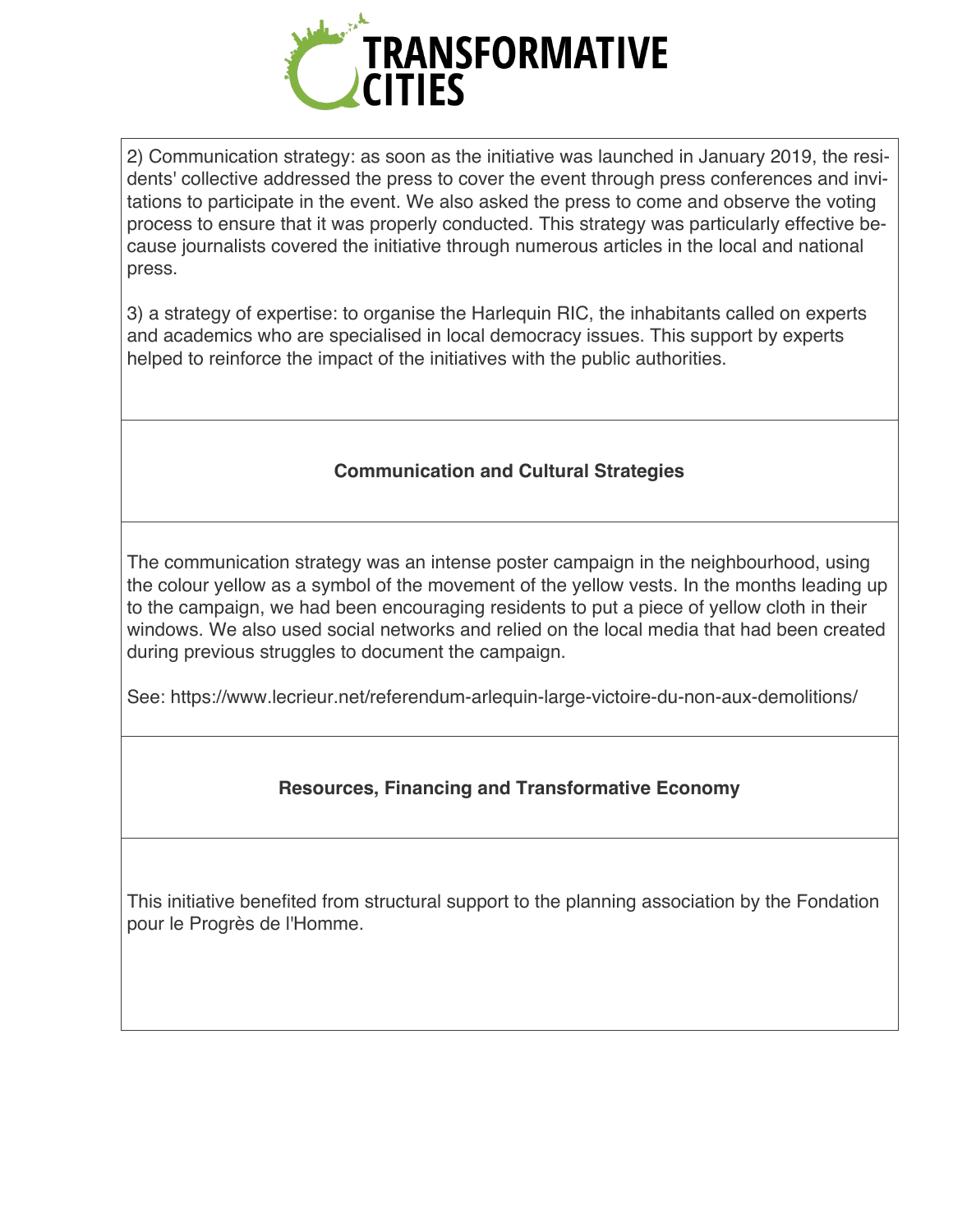2) Communication strategy: as soon as the initiative was launched in January 2019, the residents' collective addressed the press to cover the event through press conferences and invitations to participate in the event. We also asked the press to come and observe the voting process to ensure that it was properly conducted. This strategy was particularly effective because journalists covered the initiative through numerous articles in the local and national press.

3) a strategy of expertise: to organise the Harlequin RIC, the inhabitants called on experts and academics who are specialised in local democracy issues. This support by experts helped to reinforce the impact of the initiatives with the public authorities.

## Communication and Cultural Strategies

The communication strategy was an intense poster campaign in the neighbourhood, using the colour yellow as a symbol of the movement of the yellow vests. In the months leading up to the campaign, we had been encouraging residents to put a piece of yellow cloth in their windows. We also used social networks and relied on the local media that had been created during previous struggles to document the campaign.

See: https://www.lecrieur.net/referendum-arlequin-large-victoire-du-non-aux-demolitions/

## Resources, Financing and Transformative Economy

This initiative benefited from structural support to the planning association by the Fondation pour le Progrès de l'Homme.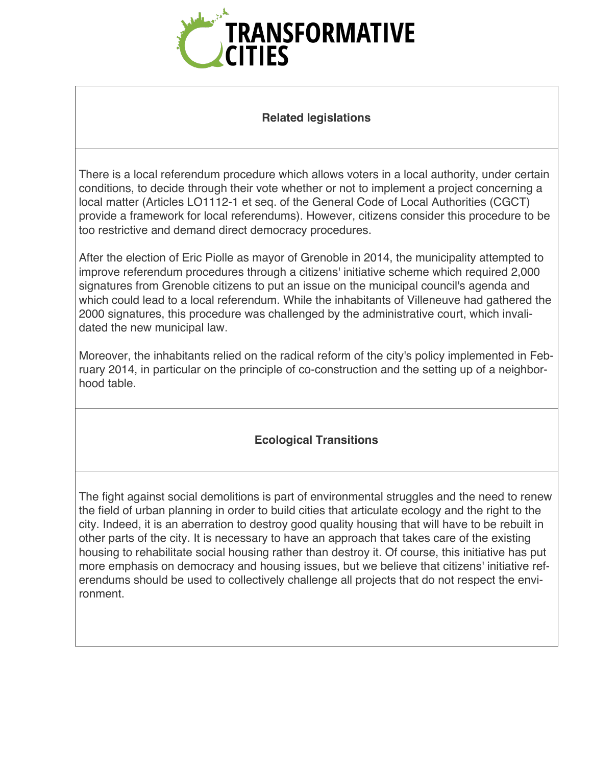## Related legislations

There is a local referendum procedure which allows voters in a local authority, under certain conditions, to decide through their vote whether or not to implement a project concerning a local matter (Articles LO1112-1 et seq. of the General Code of Local Authorities (CGCT) provide a framework for local referendums). However, citizens consider this procedure to be too restrictive and demand direct democracy procedures.

After the election of Eric Piolle as mayor of Grenoble in 2014, the municipality attempted to improve referendum procedures through a citizens' initiative scheme which required 2,000 signatures from Grenoble citizens to put an issue on the municipal council's agenda and which could lead to a local referendum. While the inhabitants of Villeneuve had gathered the 2000 signatures, this procedure was challenged by the administrative court, which invalidated the new municipal law.

Moreover, the inhabitants relied on the radical reform of the city's policy implemented in February 2014, in particular on the principle of co-construction and the setting up of a neighborhood table.

## Ecological Transitions

The fight against social demolitions is part of environmental struggles and the need to renew the field of urban planning in order to build cities that articulate ecology and the right to the city. Indeed, it is an aberration to destroy good quality housing that will have to be rebuilt in other parts of the city. It is necessary to have an approach that takes care of the existing housing to rehabilitate social housing rather than destroy it. Of course, this initiative has put more emphasis on democracy and housing issues, but we believe that citizens' initiative referendums should be used to collectively challenge all projects that do not respect the environment.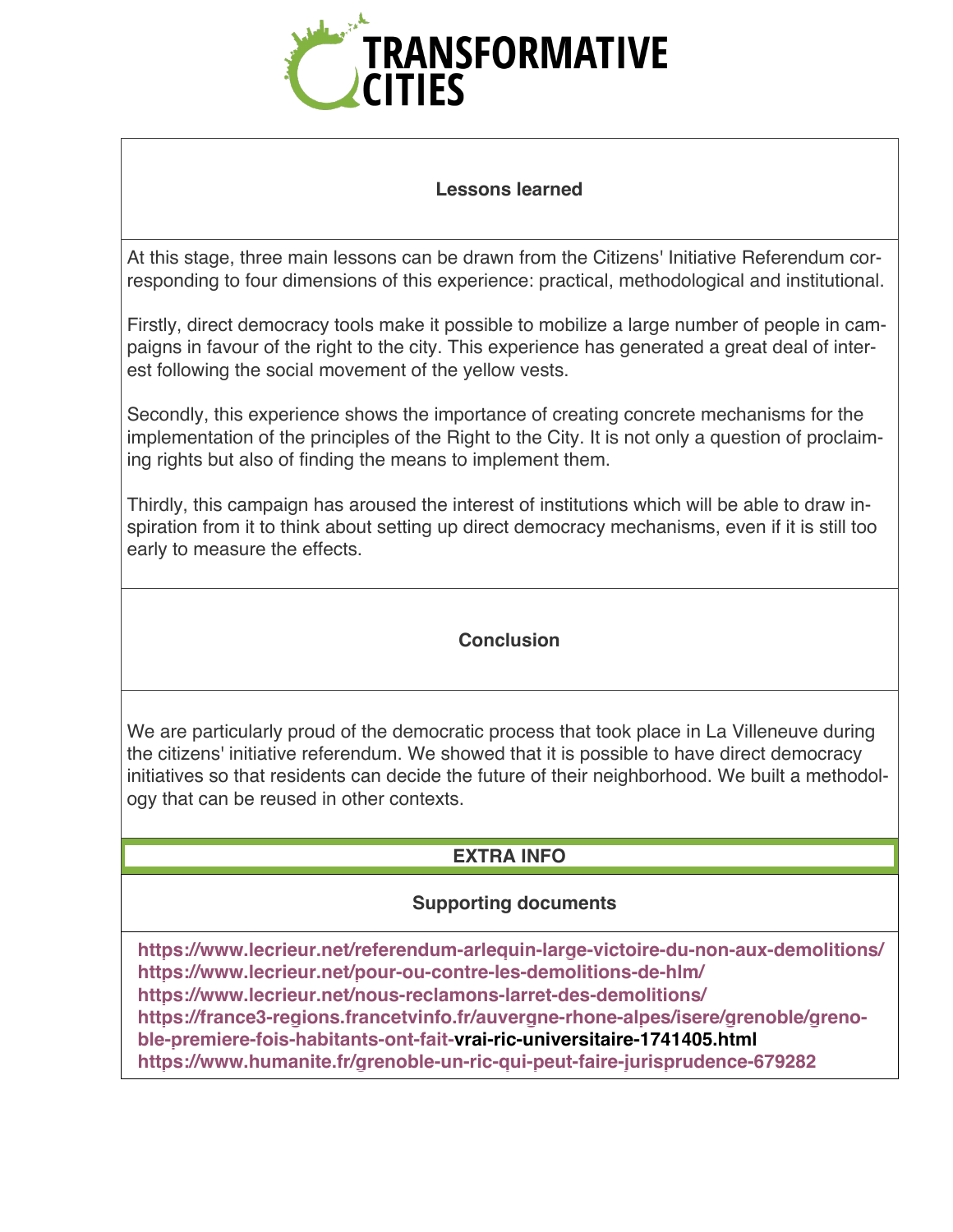## Lessons learned

At this stage, three main lessons can be drawn from the Citizens' Initiative Referendum corresponding to four dimensions of this experience: practical, methodological and institutional.

Firstly, direct democracy tools make it possible to mobilize a large number of people in campaigns in favour of the right to the city. This experience has generated a great deal of interest following the social movement of the yellow vests.

Secondly, this experience shows the importance of creating concrete mechanisms for the implementation of the principles of the Right to the City. It is not only a question of proclaiming rights but also of finding the means to implement them.

Thirdly, this campaign has aroused the interest of institutions which will be able to draw inspiration from it to think about setting up direct democracy mechanisms, even if it is still too early to measure the effects.

## Conclusion

We are particularly proud of the democratic process that took place in La Villeneuve during the citizens' initiative referendum. We showed that it is possible to have direct democracy initiatives so that residents can decide the future of their neighborhood. We built a methodology that can be reused in other contexts.

## EXTRA INFO

### Supporting documents

https://www.lecrieur.net/referendum-arlequin-large-victoire-du-non-aux-demolitions/
https://www.lecrieur.net/pour-ou-contre-les-demolitions-de-hlm/
https://www.lecrieur.net/nous-reclamons-larret-des-demolitions/
https://france3-regions.francetvinfo.fr/auvergne-rhone-alpes/isere/grenoble/grenoble-premiere-fois-habitants-ont-fait-vrai-ric-universitaire-1741405.html
https://www.humanite.fr/grenoble-un-ric-qui-peut-faire-jurisprudence-679282